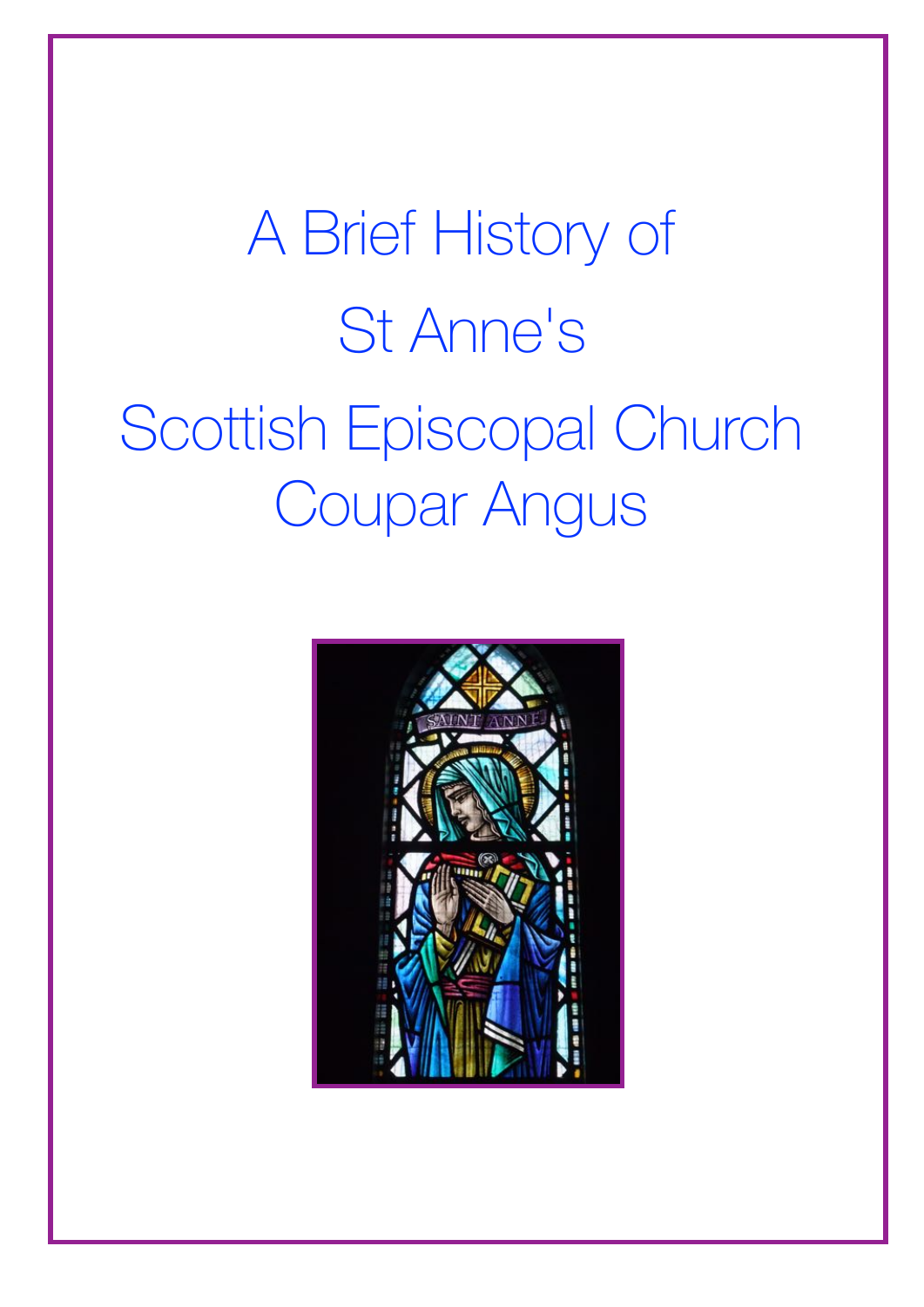# A Brief History of

# St Anne's

# Scottish Episcopal Church Coupar Angus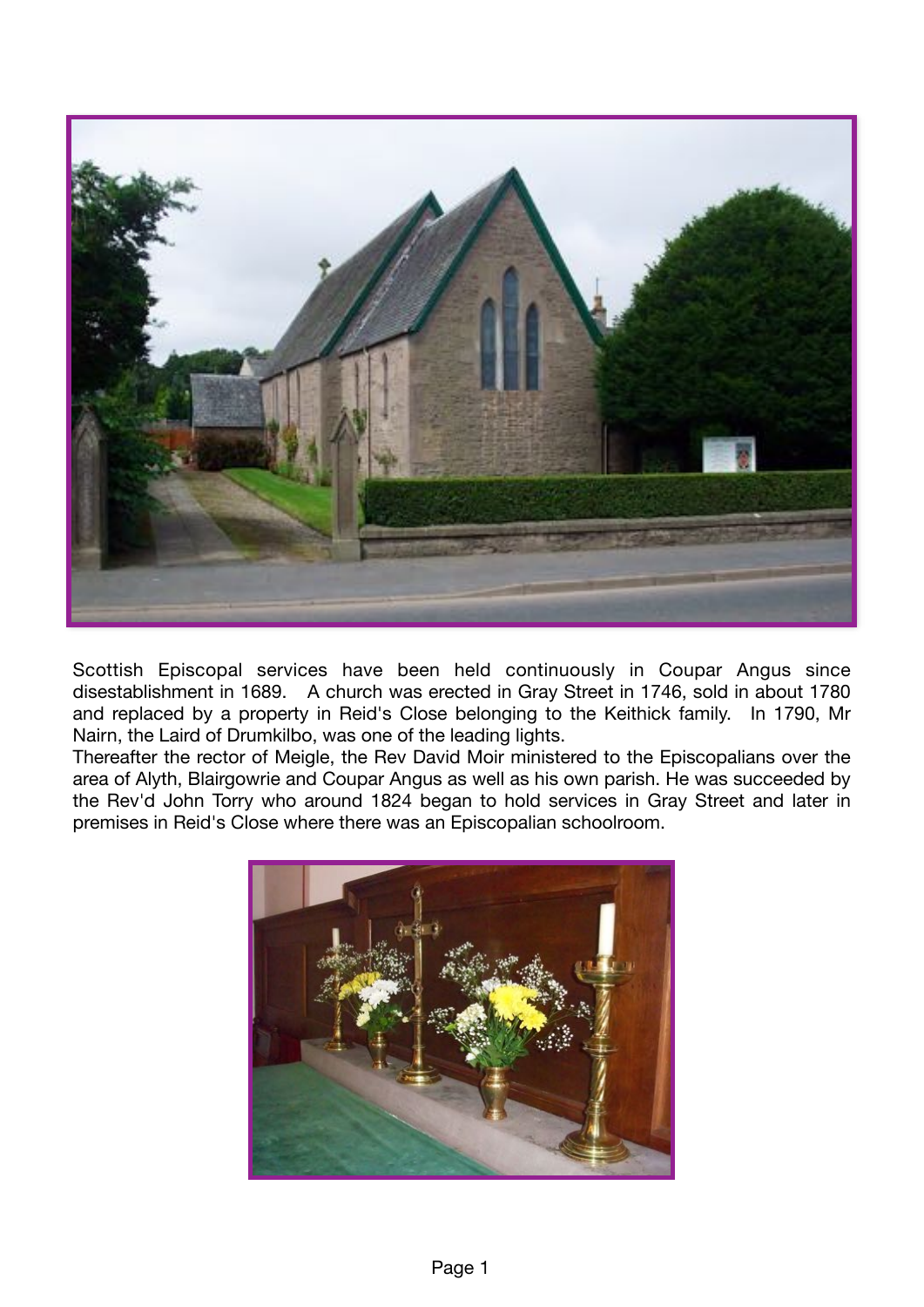Scottish Episcopal services have been held continuously in Coupar Angus since disestablishment in 1689. A church was erected in Gray Street in 1746, sold in about 1780 and replaced by a property in Reid's Close belonging to the Keithick family. In 1790, Mr Nairn, the Laird of Drumkilbo, was one of the leading lights.

Thereafter the rector of Meigle, the Rev David Moir ministered to the Episcopalians over the area of Alyth, Blairgowrie and Coupar Angus as well as his own parish. He was succeeded by the Rev'd John Torry who around 1824 began to hold services in Gray Street and later in premises in Reid's Close where there was an Episcopalian schoolroom.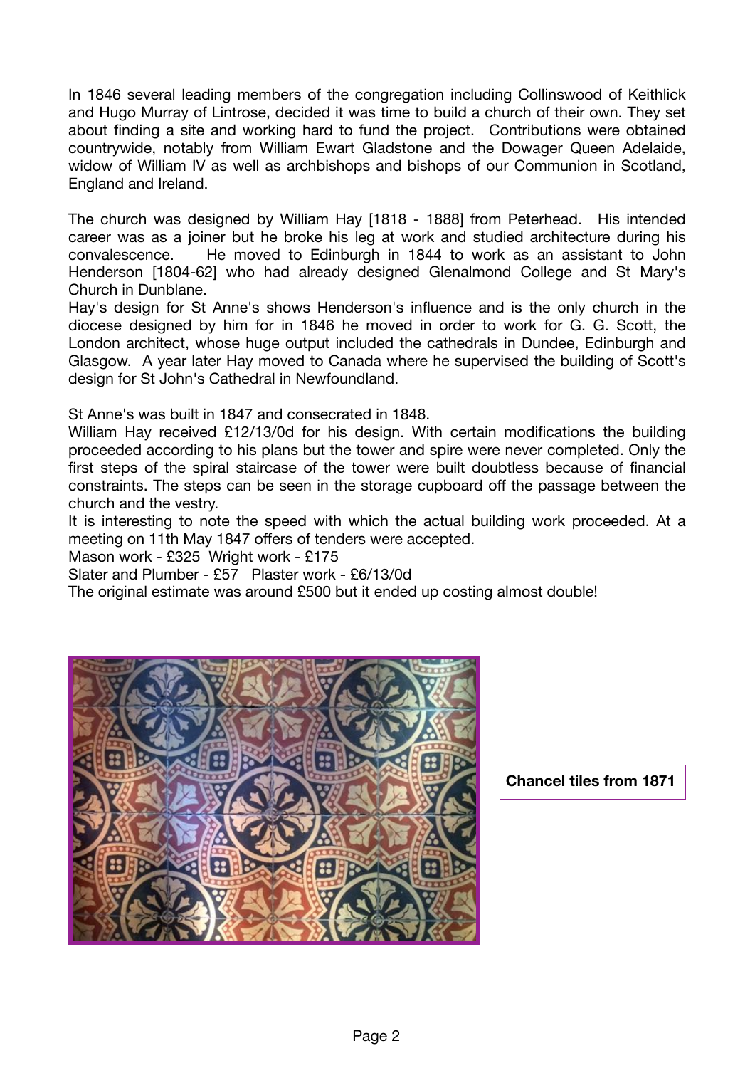In 1846 several leading members of the congregation including Collinswood of Keithlick and Hugo Murray of Lintrose, decided it was time to build a church of their own. They set about finding a site and working hard to fund the project. Contributions were obtained countrywide, notably from William Ewart Gladstone and the Dowager Queen Adelaide, widow of William IV as well as archbishops and bishops of our Communion in Scotland, England and Ireland.

The church was designed by William Hay [1818 - 1888] from Peterhead. His intended career was as a joiner but he broke his leg at work and studied architecture during his convalescence. He moved to Edinburgh in 1844 to work as an assistant to John Henderson [1804-62] who had already designed Glenalmond College and St Mary's Church in Dunblane.

Hay's design for St Anne's shows Henderson's influence and is the only church in the diocese designed by him for in 1846 he moved in order to work for G. G. Scott, the London architect, whose huge output included the cathedrals in Dundee, Edinburgh and Glasgow. A year later Hay moved to Canada where he supervised the building of Scott's design for St John's Cathedral in Newfoundland.

St Anne's was built in 1847 and consecrated in 1848.

William Hay received £12/13/0d for his design. With certain modifications the building proceeded according to his plans but the tower and spire were never completed. Only the first steps of the spiral staircase of the tower were built doubtless because of financial constraints. The steps can be seen in the storage cupboard off the passage between the church and the vestry.

It is interesting to note the speed with which the actual building work proceeded. At a meeting on 11th May 1847 offers of tenders were accepted.

Mason work - £325 Wright work - £175

Slater and Plumber - £57 Plaster work - £6/13/0d

The original estimate was around £500 but it ended up costing almost double!

**Chancel tiles from 1871**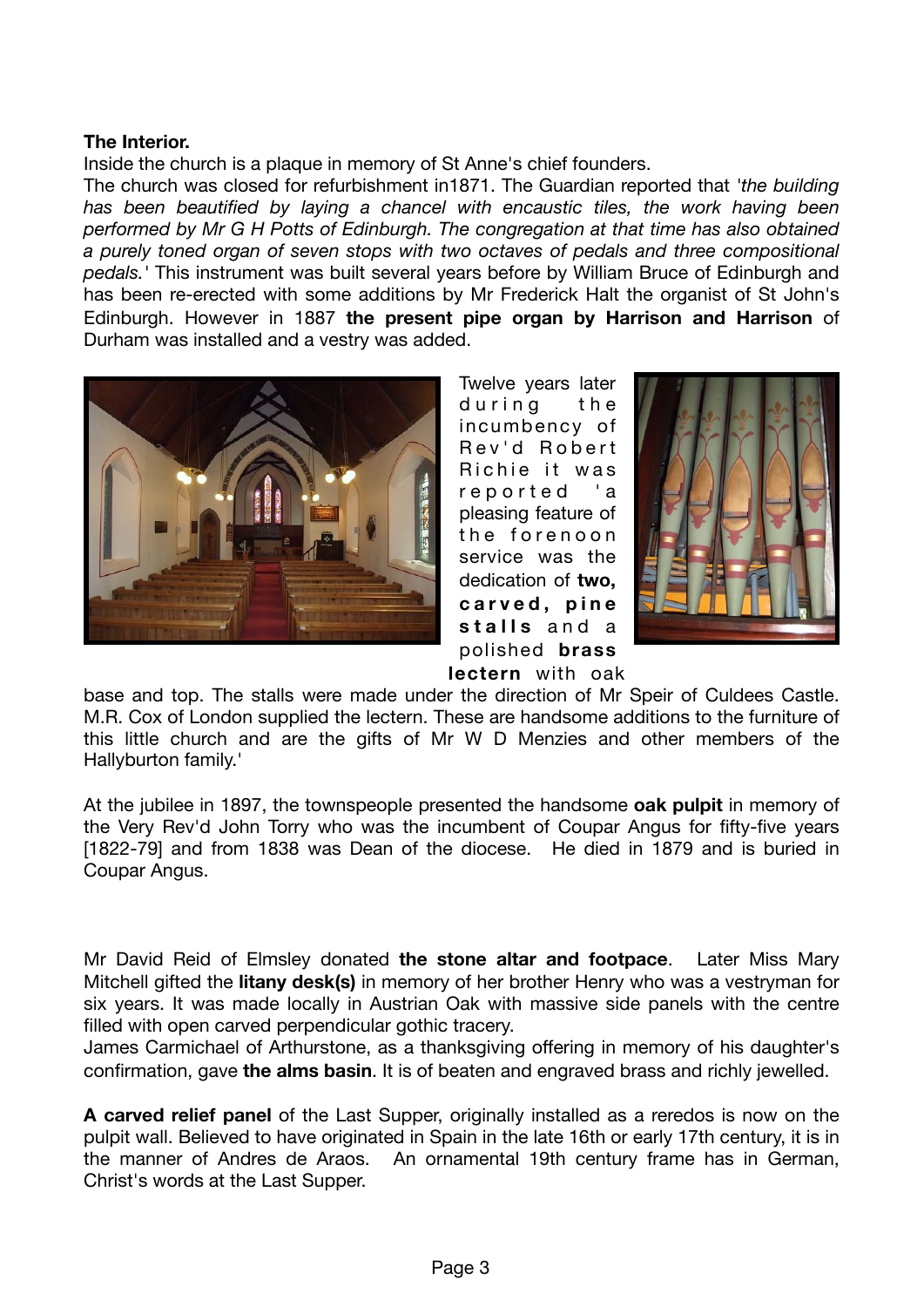**The Interior.**

Inside the church is a plaque in memory of St Anne's chief founders.

The church was closed for refurbishment in1871. The Guardian reported that '*the building has been beautified by laying a chancel with encaustic tiles, the work having been performed by Mr G H Potts of Edinburgh. The congregation at that time has also obtained a purely toned organ of seven stops with two octaves of pedals and three compositional pedals.*' This instrument was built several years before by William Bruce of Edinburgh and has been re-erected with some additions by Mr Frederick Halt the organist of St John's Edinburgh. However in 1887 **the present pipe organ by Harrison and Harrison** of Durham was installed and a vestry was added.

Twelve years later during the incumbency of Rev'd Robert Richie it was reported 'a pleasing feature of the forenoon service was the dedication of **two, carved, pine stalls** and a polished **brass lectern** with oak base and top. The stalls were made under the direction of Mr Speir of Culdees Castle. M.R. Cox of London supplied the lectern. These are handsome additions to the furniture of this little church and are the gifts of Mr W D Menzies and other members of the Hallyburton family.'

At the jubilee in 1897, the townspeople presented the handsome **oak pulpit** in memory of the Very Rev'd John Torry who was the incumbent of Coupar Angus for fifty-five years [1822-79] and from 1838 was Dean of the diocese. He died in 1879 and is buried in Coupar Angus.

Mr David Reid of Elmsley donated **the stone altar and footpace**. Later Miss Mary Mitchell gifted the **litany desk(s)** in memory of her brother Henry who was a vestryman for six years. It was made locally in Austrian Oak with massive side panels with the centre filled with open carved perpendicular gothic tracery.

James Carmichael of Arthurstone, as a thanksgiving offering in memory of his daughter's confirmation, gave **the alms basin**. It is of beaten and engraved brass and richly jewelled.

**A carved relief panel** of the Last Supper, originally installed as a reredos is now on the pulpit wall. Believed to have originated in Spain in the late 16th or early 17th century, it is in the manner of Andres de Araos. An ornamental 19th century frame has in German, Christ's words at the Last Supper.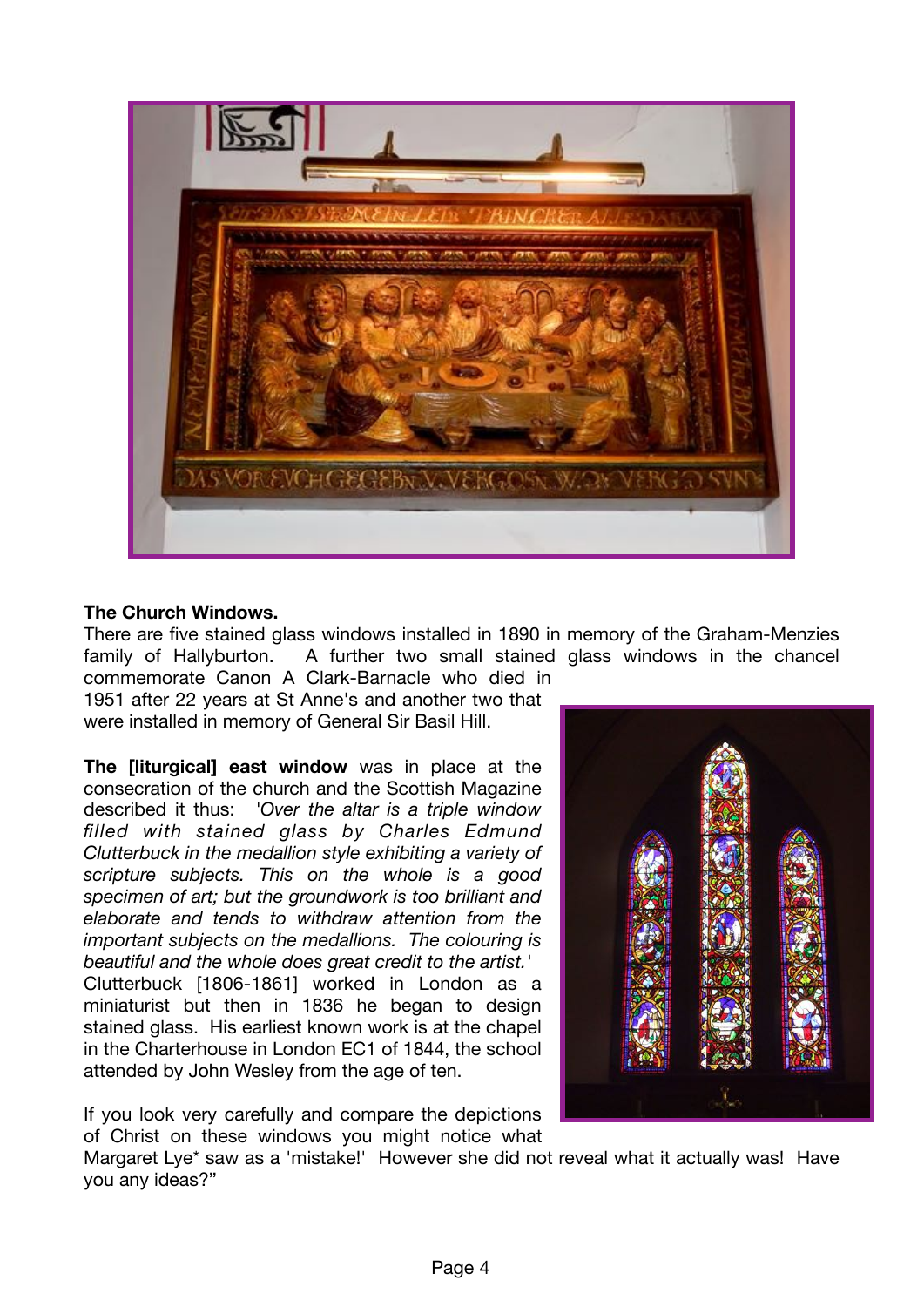**The Church Windows.**

There are five stained glass windows installed in 1890 in memory of the Graham-Menzies family of Hallyburton. A further two small stained glass windows in the chancel commemorate Canon A Clark-Barnacle who died in 1951 after 22 years at St Anne's and another two that were installed in memory of General Sir Basil Hill.

**The [liturgical] east window** was in place at the consecration of the church and the Scottish Magazine described it thus: *'Over the altar is a triple window filled with stained glass by Charles Edmund Clutterbuck in the medallion style exhibiting a variety of scripture subjects. This on the whole is a good specimen of art; but the groundwork is too brilliant and elaborate and tends to withdraw attention from the important subjects on the medallions. The colouring is beautiful and the whole does great credit to the artist.'* Clutterbuck [1806-1861] worked in London as a miniaturist but then in 1836 he began to design stained glass. His earliest known work is at the chapel in the Charterhouse in London EC1 of 1844, the school attended by John Wesley from the age of ten.

If you look very carefully and compare the depictions of Christ on these windows you might notice what Margaret Lye* saw as a 'mistake!' However she did not reveal what it actually was! Have you any ideas?"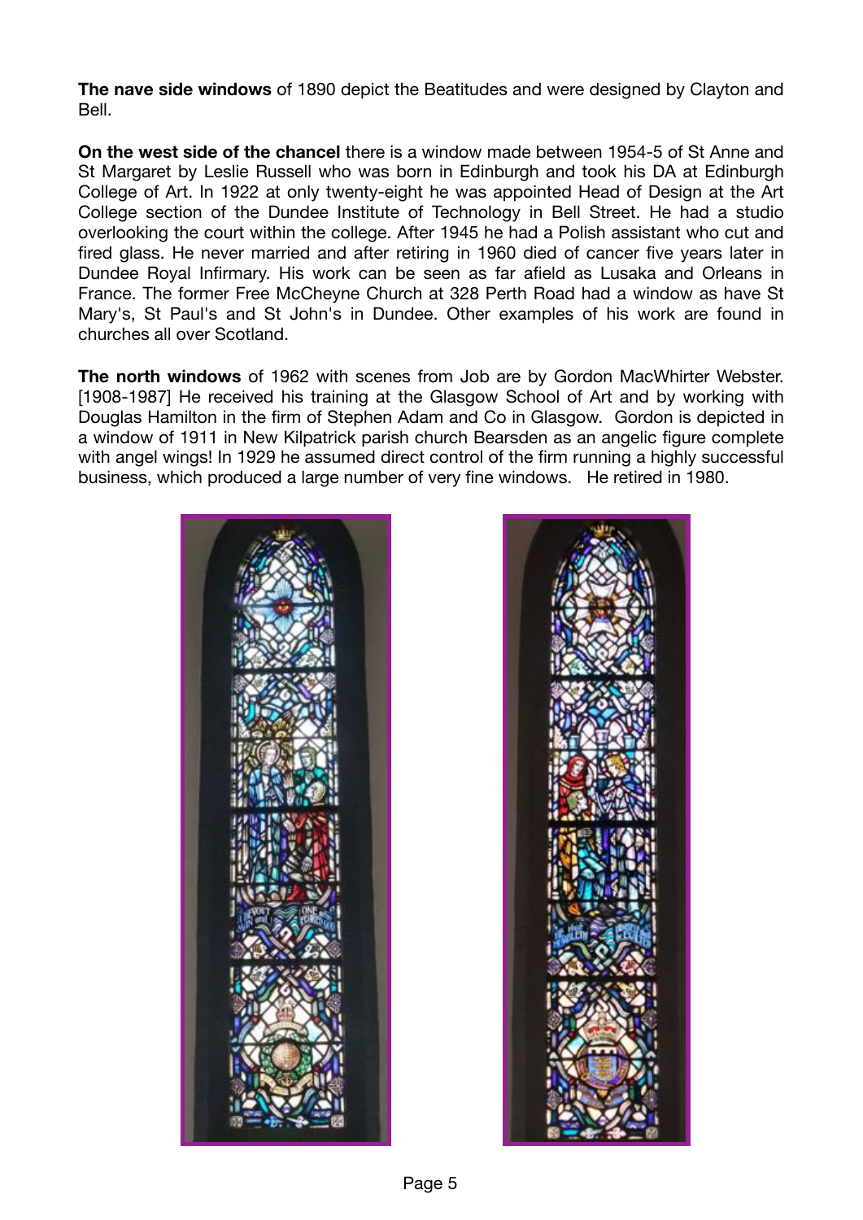**The nave side windows** of 1890 depict the Beatitudes and were designed by Clayton and Bell.

**On the west side of the chancel** there is a window made between 1954-5 of St Anne and St Margaret by Leslie Russell who was born in Edinburgh and took his DA at Edinburgh College of Art. In 1922 at only twenty-eight he was appointed Head of Design at the Art College section of the Dundee Institute of Technology in Bell Street. He had a studio overlooking the court within the college. After 1945 he had a Polish assistant who cut and fired glass. He never married and after retiring in 1960 died of cancer five years later in Dundee Royal Infirmary. His work can be seen as far afield as Lusaka and Orleans in France. The former Free McCheyne Church at 328 Perth Road had a window as have St Mary's, St Paul's and St John's in Dundee. Other examples of his work are found in churches all over Scotland.

**The north windows** of 1962 with scenes from Job are by Gordon MacWhirter Webster. [1908-1987] He received his training at the Glasgow School of Art and by working with Douglas Hamilton in the firm of Stephen Adam and Co in Glasgow. Gordon is depicted in a window of 1911 in New Kilpatrick parish church Bearsden as an angelic figure complete with angel wings! In 1929 he assumed direct control of the firm running a highly successful business, which produced a large number of very fine windows. He retired in 1980.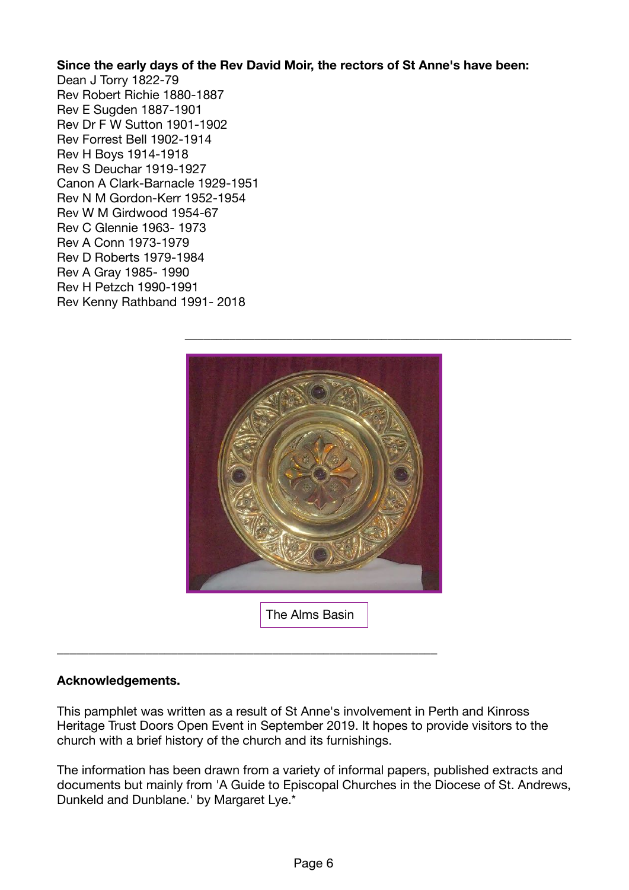**Since the early days of the Rev David Moir, the rectors of St Anne's have been:**

Dean J Torry 1822-79
Rev Robert Richie 1880-1887
Rev E Sugden 1887-1901
Rev Dr F W Sutton 1901-1902
Rev Forrest Bell 1902-1914
Rev H Boys 1914-1918
Rev S Deuchar 1919-1927
Canon A Clark-Barnacle 1929-1951
Rev N M Gordon-Kerr 1952-1954
Rev W M Girdwood 1954-67
Rev C Glennie 1963- 1973
Rev A Conn 1973-1979
Rev D Roberts 1979-1984
Rev A Gray 1985- 1990
Rev H Petzch 1990-1991
Rev Kenny Rathband 1991- 2018

---

The Alms Basin

---

**Acknowledgements.**

This pamphlet was written as a result of St Anne's involvement in Perth and Kinross Heritage Trust Doors Open Event in September 2019. It hopes to provide visitors to the church with a brief history of the church and its furnishings.

The information has been drawn from a variety of informal papers, published extracts and documents but mainly from 'A Guide to Episcopal Churches in the Diocese of St. Andrews, Dunkeld and Dunblane.' by Margaret Lye.*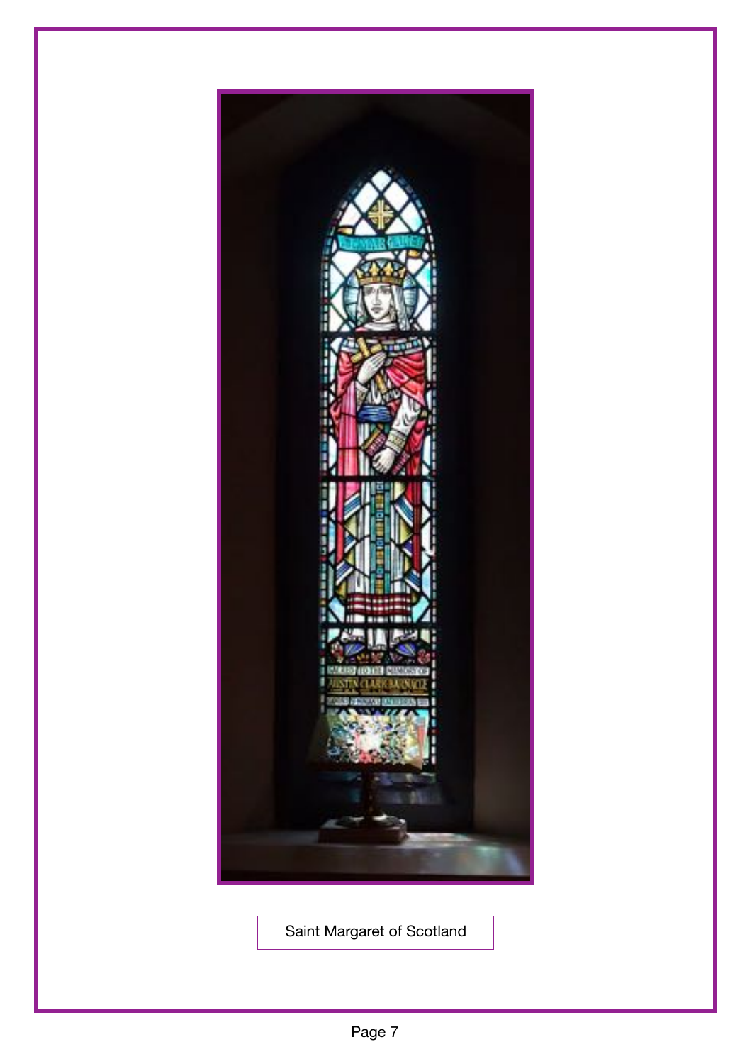Saint Margaret of Scotland